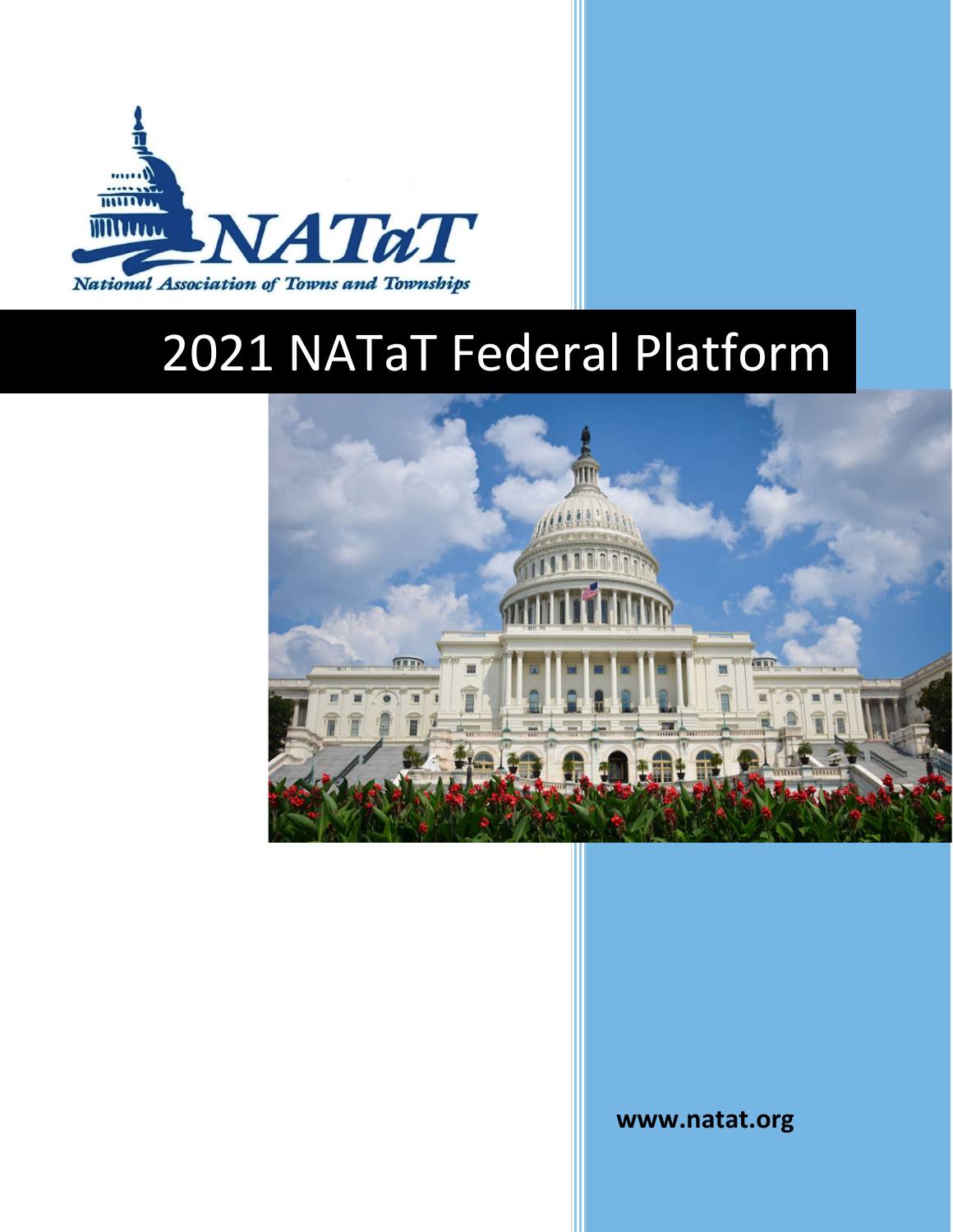NATaT

National Association of Towns and Townships

# 2021 NATaT Federal Platform

**www.natat.org**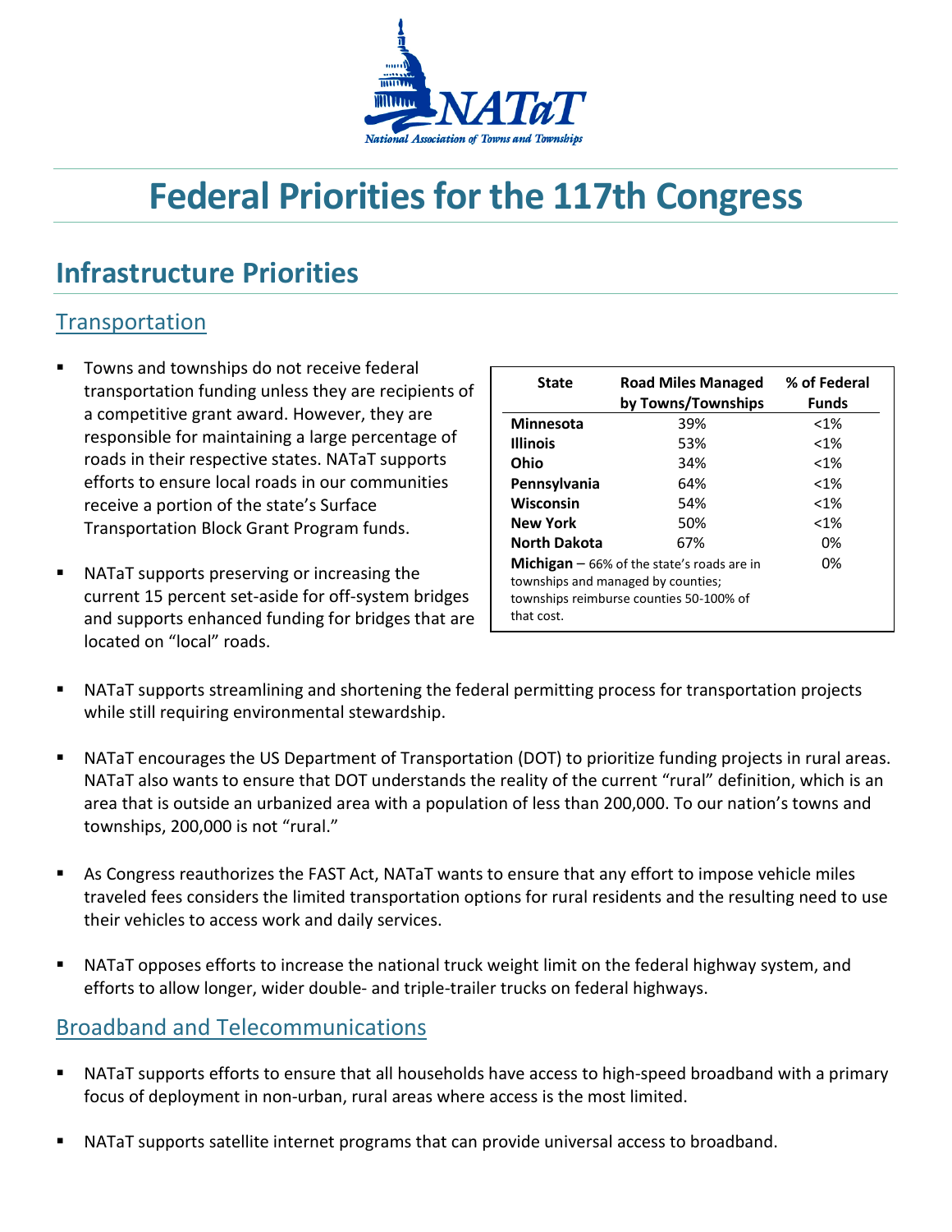# Federal Priorities for the 117th Congress

## Infrastructure Priorities

### Transportation

- Towns and townships do not receive federal transportation funding unless they are recipients of a competitive grant award. However, they are responsible for maintaining a large percentage of roads in their respective states. NATaT supports efforts to ensure local roads in our communities receive a portion of the state's Surface Transportation Block Grant Program funds.

- NATaT supports preserving or increasing the current 15 percent set-aside for off-system bridges and supports enhanced funding for bridges that are located on "local" roads.

| State | Road Miles Managed by Towns/Townships | % of Federal Funds |
|---|---|---|
| **Minnesota** | 39% | <1% |
| **Illinois** | 53% | <1% |
| **Ohio** | 34% | <1% |
| **Pennsylvania** | 64% | <1% |
| **Wisconsin** | 54% | <1% |
| **New York** | 50% | <1% |
| **North Dakota** | 67% | 0% |
| **Michigan** – 66% of the state's roads are in townships and managed by counties; townships reimburse counties 50-100% of that cost. | | 0% |

- NATaT supports streamlining and shortening the federal permitting process for transportation projects while still requiring environmental stewardship.

- NATaT encourages the US Department of Transportation (DOT) to prioritize funding projects in rural areas. NATaT also wants to ensure that DOT understands the reality of the current "rural" definition, which is an area that is outside an urbanized area with a population of less than 200,000. To our nation's towns and townships, 200,000 is not "rural."

- As Congress reauthorizes the FAST Act, NATaT wants to ensure that any effort to impose vehicle miles traveled fees considers the limited transportation options for rural residents and the resulting need to use their vehicles to access work and daily services.

- NATaT opposes efforts to increase the national truck weight limit on the federal highway system, and efforts to allow longer, wider double- and triple-trailer trucks on federal highways.

### Broadband and Telecommunications

- NATaT supports efforts to ensure that all households have access to high-speed broadband with a primary focus of deployment in non-urban, rural areas where access is the most limited.

- NATaT supports satellite internet programs that can provide universal access to broadband.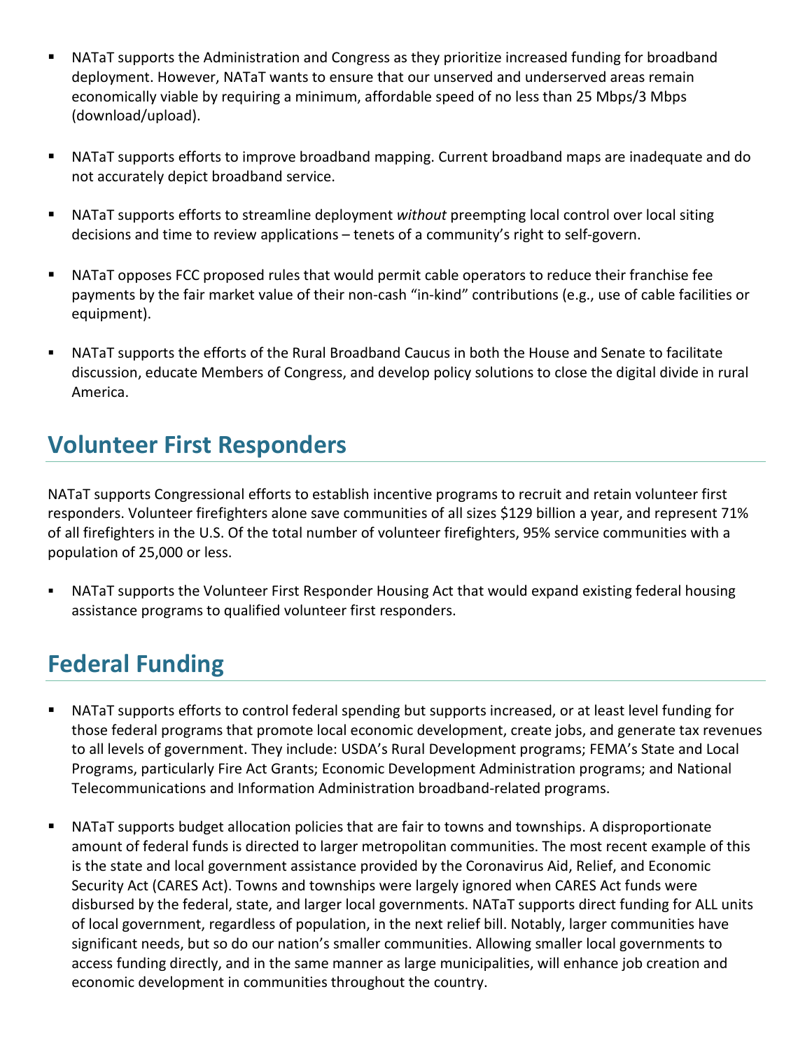- NATaT supports the Administration and Congress as they prioritize increased funding for broadband deployment. However, NATaT wants to ensure that our unserved and underserved areas remain economically viable by requiring a minimum, affordable speed of no less than 25 Mbps/3 Mbps (download/upload).
- NATaT supports efforts to improve broadband mapping. Current broadband maps are inadequate and do not accurately depict broadband service.
- NATaT supports efforts to streamline deployment *without* preempting local control over local siting decisions and time to review applications – tenets of a community's right to self-govern.
- NATaT opposes FCC proposed rules that would permit cable operators to reduce their franchise fee payments by the fair market value of their non-cash "in-kind" contributions (e.g., use of cable facilities or equipment).
- NATaT supports the efforts of the Rural Broadband Caucus in both the House and Senate to facilitate discussion, educate Members of Congress, and develop policy solutions to close the digital divide in rural America.

## Volunteer First Responders

NATaT supports Congressional efforts to establish incentive programs to recruit and retain volunteer first responders. Volunteer firefighters alone save communities of all sizes $129 billion a year, and represent 71% of all firefighters in the U.S. Of the total number of volunteer firefighters, 95% service communities with a population of 25,000 or less.

- NATaT supports the Volunteer First Responder Housing Act that would expand existing federal housing assistance programs to qualified volunteer first responders.

## Federal Funding

- NATaT supports efforts to control federal spending but supports increased, or at least level funding for those federal programs that promote local economic development, create jobs, and generate tax revenues to all levels of government. They include: USDA's Rural Development programs; FEMA's State and Local Programs, particularly Fire Act Grants; Economic Development Administration programs; and National Telecommunications and Information Administration broadband-related programs.
- NATaT supports budget allocation policies that are fair to towns and townships. A disproportionate amount of federal funds is directed to larger metropolitan communities. The most recent example of this is the state and local government assistance provided by the Coronavirus Aid, Relief, and Economic Security Act (CARES Act). Towns and townships were largely ignored when CARES Act funds were disbursed by the federal, state, and larger local governments. NATaT supports direct funding for ALL units of local government, regardless of population, in the next relief bill. Notably, larger communities have significant needs, but so do our nation's smaller communities. Allowing smaller local governments to access funding directly, and in the same manner as large municipalities, will enhance job creation and economic development in communities throughout the country.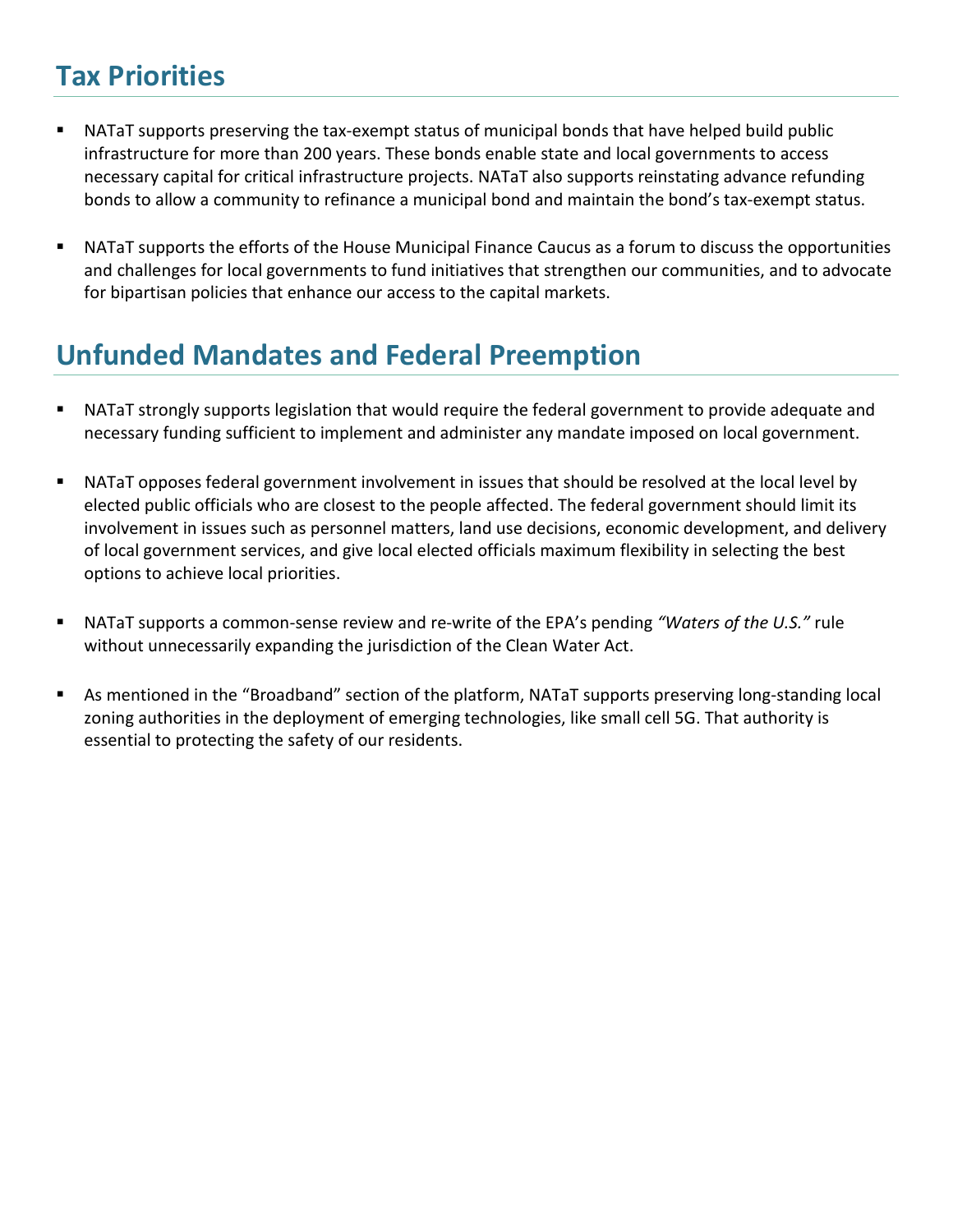## Tax Priorities

- NATaT supports preserving the tax-exempt status of municipal bonds that have helped build public infrastructure for more than 200 years. These bonds enable state and local governments to access necessary capital for critical infrastructure projects. NATaT also supports reinstating advance refunding bonds to allow a community to refinance a municipal bond and maintain the bond's tax-exempt status.

- NATaT supports the efforts of the House Municipal Finance Caucus as a forum to discuss the opportunities and challenges for local governments to fund initiatives that strengthen our communities, and to advocate for bipartisan policies that enhance our access to the capital markets.

## Unfunded Mandates and Federal Preemption

- NATaT strongly supports legislation that would require the federal government to provide adequate and necessary funding sufficient to implement and administer any mandate imposed on local government.

- NATaT opposes federal government involvement in issues that should be resolved at the local level by elected public officials who are closest to the people affected. The federal government should limit its involvement in issues such as personnel matters, land use decisions, economic development, and delivery of local government services, and give local elected officials maximum flexibility in selecting the best options to achieve local priorities.

- NATaT supports a common-sense review and re-write of the EPA's pending *"Waters of the U.S."* rule without unnecessarily expanding the jurisdiction of the Clean Water Act.

- As mentioned in the "Broadband" section of the platform, NATaT supports preserving long-standing local zoning authorities in the deployment of emerging technologies, like small cell 5G. That authority is essential to protecting the safety of our residents.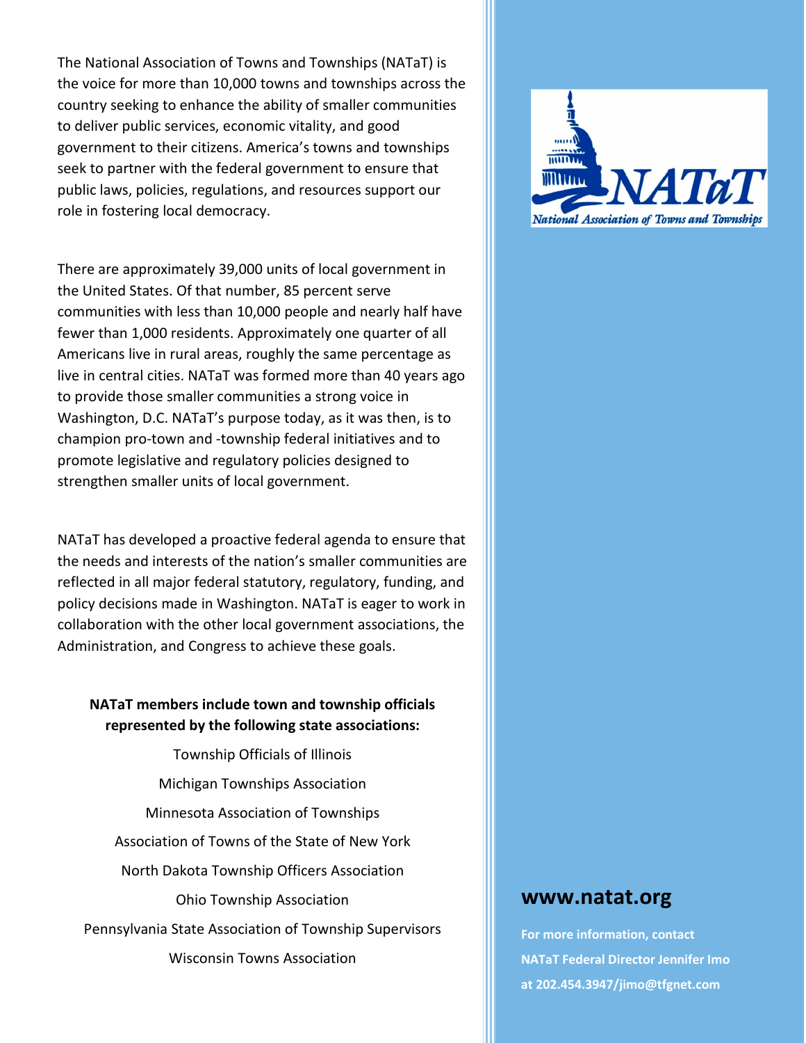The National Association of Towns and Townships (NATaT) is the voice for more than 10,000 towns and townships across the country seeking to enhance the ability of smaller communities to deliver public services, economic vitality, and good government to their citizens. America's towns and townships seek to partner with the federal government to ensure that public laws, policies, regulations, and resources support our role in fostering local democracy.

There are approximately 39,000 units of local government in the United States. Of that number, 85 percent serve communities with less than 10,000 people and nearly half have fewer than 1,000 residents. Approximately one quarter of all Americans live in rural areas, roughly the same percentage as live in central cities. NATaT was formed more than 40 years ago to provide those smaller communities a strong voice in Washington, D.C. NATaT's purpose today, as it was then, is to champion pro-town and -township federal initiatives and to promote legislative and regulatory policies designed to strengthen smaller units of local government.

NATaT has developed a proactive federal agenda to ensure that the needs and interests of the nation's smaller communities are reflected in all major federal statutory, regulatory, funding, and policy decisions made in Washington. NATaT is eager to work in collaboration with the other local government associations, the Administration, and Congress to achieve these goals.

**NATaT members include town and township officials represented by the following state associations:**

Township Officials of Illinois

Michigan Townships Association

Minnesota Association of Townships

Association of Towns of the State of New York

North Dakota Township Officers Association

Ohio Township Association

Pennsylvania State Association of Township Supervisors

Wisconsin Towns Association

NATaT

*National Association of Towns and Townships*

## www.natat.org

**For more information, contact NATaT Federal Director Jennifer Imo at 202.454.3947/jimo@tfgnet.com**